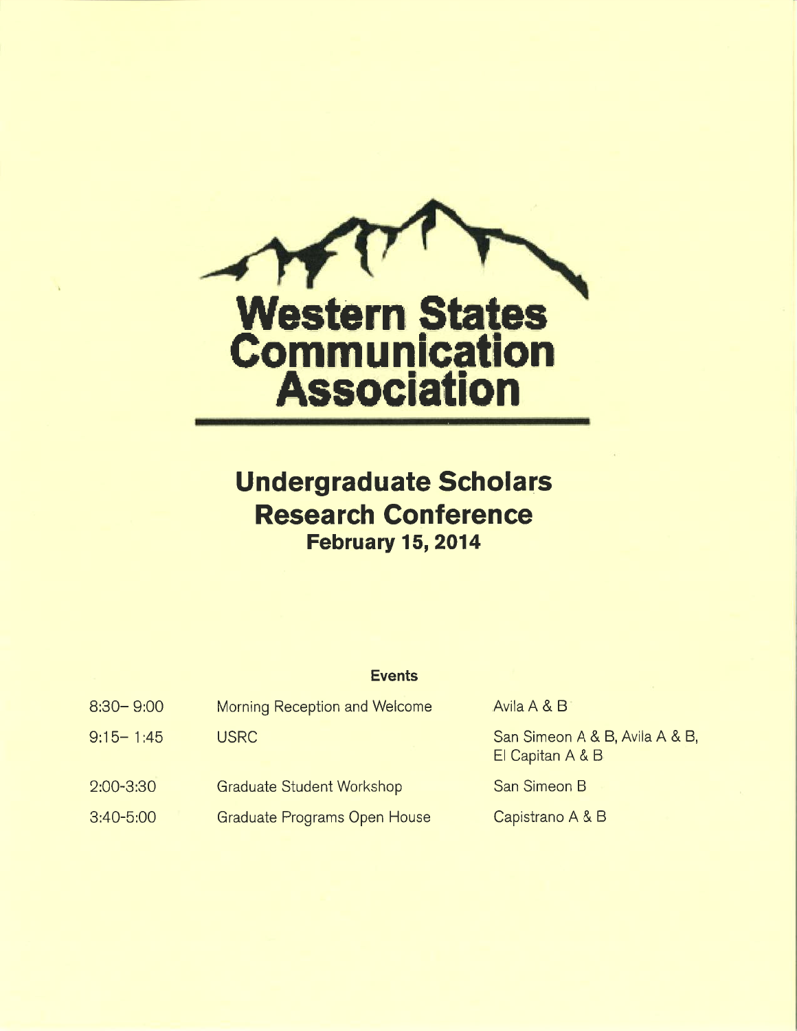# Western States Communication Association

## Undergraduate Scholars Research Conference

### February 15, 2014

**Events**

| | | |
|---|---|---|
| 8:30– 9:00 | Morning Reception and Welcome | Avila A & B |
| 9:15– 1:45 | USRC | San Simeon A & B, Avila A & B, El Capitan A & B |
| 2:00-3:30 | Graduate Student Workshop | San Simeon B |
| 3:40-5:00 | Graduate Programs Open House | Capistrano A & B |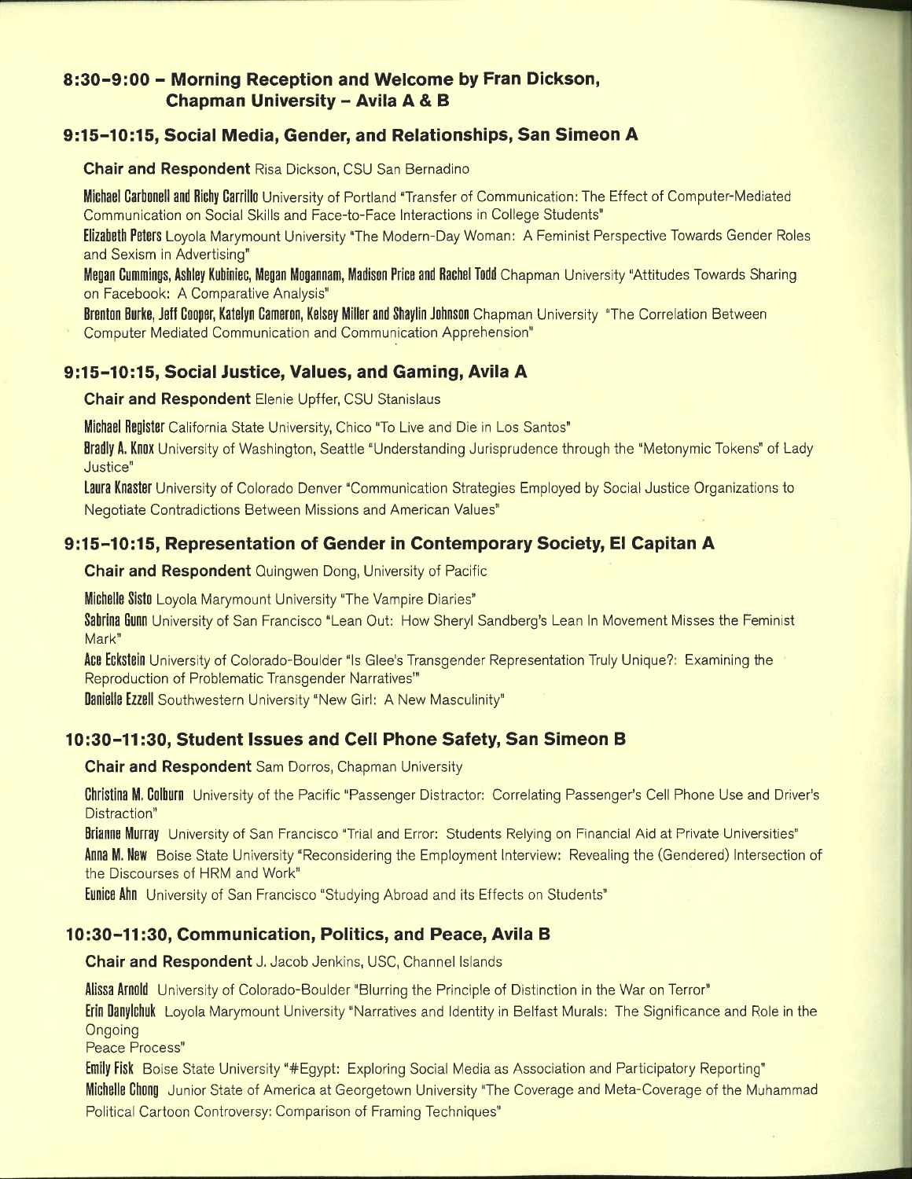## 8:30–9:00 – Morning Reception and Welcome by Fran Dickson, Chapman University – Avila A & B

## 9:15–10:15, Social Media, Gender, and Relationships, San Simeon A

**Chair and Respondent** Risa Dickson, CSU San Bernadino

**Michael Carbonell and Richy Carrillo** University of Portland "Transfer of Communication: The Effect of Computer-Mediated Communication on Social Skills and Face-to-Face Interactions in College Students"

**Elizabeth Peters** Loyola Marymount University "The Modern-Day Woman: A Feminist Perspective Towards Gender Roles and Sexism in Advertising"

**Megan Cummings, Ashley Kubiniec, Megan Mogannam, Madison Price and Rachel Todd** Chapman University "Attitudes Towards Sharing on Facebook: A Comparative Analysis"

**Brenton Burke, Jeff Cooper, Katelyn Cameron, Kelsey Miller and Shaylin Johnson** Chapman University "The Correlation Between Computer Mediated Communication and Communication Apprehension"

## 9:15–10:15, Social Justice, Values, and Gaming, Avila A

**Chair and Respondent** Elenie Upffer, CSU Stanislaus

**Michael Register** California State University, Chico "To Live and Die in Los Santos"

**Bradly A. Knox** University of Washington, Seattle "Understanding Jurisprudence through the "Metonymic Tokens" of Lady Justice"

**Laura Knaster** University of Colorado Denver "Communication Strategies Employed by Social Justice Organizations to Negotiate Contradictions Between Missions and American Values"

## 9:15–10:15, Representation of Gender in Contemporary Society, El Capitan A

**Chair and Respondent** Quingwen Dong, University of Pacific

**Michelle Sisto** Loyola Marymount University "The Vampire Diaries"

**Sabrina Gunn** University of San Francisco "Lean Out: How Sheryl Sandberg's Lean In Movement Misses the Feminist Mark"

**Ace Eckstein** University of Colorado-Boulder "Is Glee's Transgender Representation Truly Unique?: Examining the Reproduction of Problematic Transgender Narratives""

**Daniella Ezzell** Southwestern University "New Girl: A New Masculinity"

## 10:30–11:30, Student Issues and Cell Phone Safety, San Simeon B

**Chair and Respondent** Sam Dorros, Chapman University

**Christina M. Colburn** University of the Pacific "Passenger Distractor: Correlating Passenger's Cell Phone Use and Driver's Distraction"

**Brianne Murray** University of San Francisco "Trial and Error: Students Relying on Financial Aid at Private Universities"

**Anna M. New** Boise State University "Reconsidering the Employment Interview: Revealing the (Gendered) Intersection of the Discourses of HRM and Work"

**Eunice Ahn** University of San Francisco "Studying Abroad and its Effects on Students"

## 10:30–11:30, Communication, Politics, and Peace, Avila B

**Chair and Respondent** J. Jacob Jenkins, USC, Channel Islands

**Alissa Arnold** University of Colorado-Boulder "Blurring the Principle of Distinction in the War on Terror"

**Erin Danylchuk** Loyola Marymount University "Narratives and Identity in Belfast Murals: The Significance and Role in the Ongoing Peace Process"

**Emily Fisk** Boise State University "#Egypt: Exploring Social Media as Association and Participatory Reporting"

**Michelle Chong** Junior State of America at Georgetown University "The Coverage and Meta-Coverage of the Muhammad Political Cartoon Controversy: Comparison of Framing Techniques"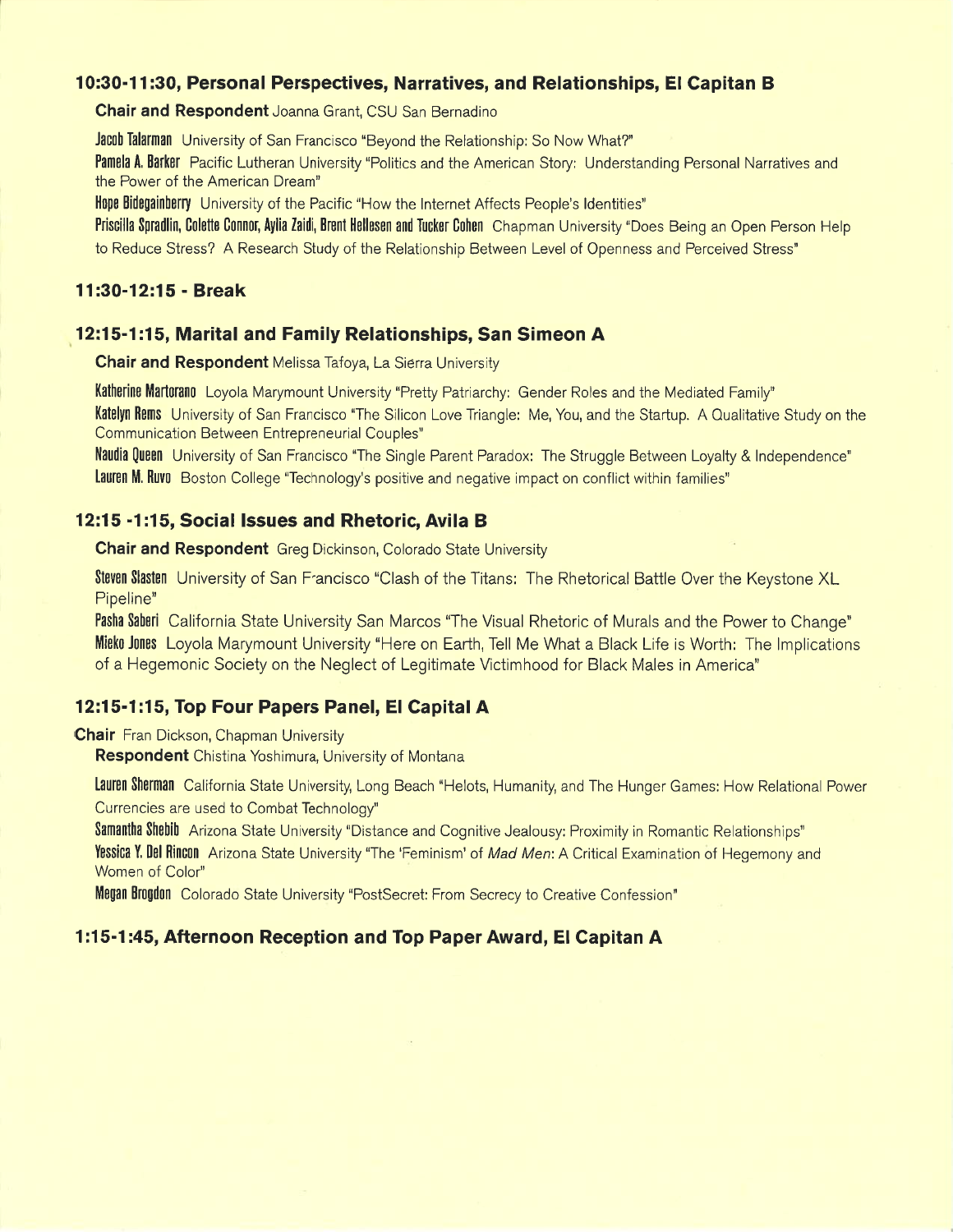## 10:30-11:30, Personal Perspectives, Narratives, and Relationships, El Capitan B

**Chair and Respondent** Joanna Grant, CSU San Bernadino

**Jacob Talarman** University of San Francisco "Beyond the Relationship: So Now What?"

**Pamela A. Barker** Pacific Lutheran University "Politics and the American Story: Understanding Personal Narratives and the Power of the American Dream"

**Hope Bidegainberry** University of the Pacific "How the Internet Affects People's Identities"

**Priscilla Spradlin, Colette Connor, Aylia Zaidi, Brent Hellesen and Tucker Cohen** Chapman University "Does Being an Open Person Help to Reduce Stress? A Research Study of the Relationship Between Level of Openness and Perceived Stress"

## 11:30-12:15 - Break

## 12:15-1:15, Marital and Family Relationships, San Simeon A

**Chair and Respondent** Melissa Tafoya, La Sierra University

**Katherine Martorano** Loyola Marymount University "Pretty Patriarchy: Gender Roles and the Mediated Family"

**Katelyn Rems** University of San Francisco "The Silicon Love Triangle: Me, You, and the Startup. A Qualitative Study on the Communication Between Entrepreneurial Couples"

**Naudia Queen** University of San Francisco "The Single Parent Paradox: The Struggle Between Loyalty & Independence"

**Lauren M. Ruvo** Boston College "Technology's positive and negative impact on conflict within families"

## 12:15 -1:15, Social Issues and Rhetoric, Avila B

**Chair and Respondent** Greg Dickinson, Colorado State University

**Steven Slasten** University of San Francisco "Clash of the Titans: The Rhetorical Battle Over the Keystone XL Pipeline"

**Pasha Saberi** California State University San Marcos "The Visual Rhetoric of Murals and the Power to Change"

**Mieko Jones** Loyola Marymount University "Here on Earth, Tell Me What a Black Life is Worth: The Implications of a Hegemonic Society on the Neglect of Legitimate Victimhood for Black Males in America"

## 12:15-1:15, Top Four Papers Panel, El Capital A

**Chair** Fran Dickson, Chapman University

**Respondent** Chistina Yoshimura, University of Montana

**Lauren Sherman** California State University, Long Beach "Helots, Humanity, and The Hunger Games: How Relational Power Currencies are used to Combat Technology"

**Samantha Shebib** Arizona State University "Distance and Cognitive Jealousy: Proximity in Romantic Relationships"

**Yessica Y. Del Rincon** Arizona State University "The 'Feminism' of *Mad Men*: A Critical Examination of Hegemony and Women of Color"

**Megan Brogdon** Colorado State University "PostSecret: From Secrecy to Creative Confession"

## 1:15-1:45, Afternoon Reception and Top Paper Award, El Capitan A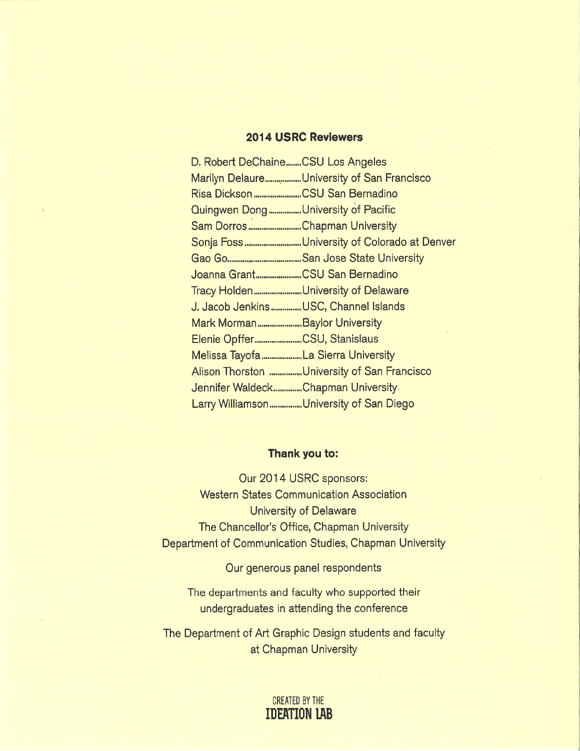## 2014 USRC Reviewers

D. Robert DeChaine........CSU Los Angeles
Marilyn Delaure..................University of San Francisco
Risa Dickson........................CSU San Bernadino
Quingwen Dong.................University of Pacific
Sam Dorros..........................Chapman University
Sonja Foss............................University of Colorado at Denver
Gao Go...................................San Jose State University
Joanna Grant.......................CSU San Bernadino
Tracy Holden.......................University of Delaware
J. Jacob Jenkins..................USC, Channel Islands
Mark Morman.......................Baylor University
Elenie Opffer........................CSU, Stanislaus
Melissa Tayofa....................La Sierra University
Alison Thorston .................University of San Francisco
Jennifer Waldeck...............Chapman University.
Larry Williamson................University of San Diego

### Thank you to:

Our 2014 USRC sponsors:
Western States Communication Association
University of Delaware
The Chancellor's Office, Chapman University
Department of Communication Studies, Chapman University

Our generous panel respondents

The departments and faculty who supported their undergraduates in attending the conference

The Department of Art Graphic Design students and faculty at Chapman University

CREATED BY THE
**IDEATION LAB**